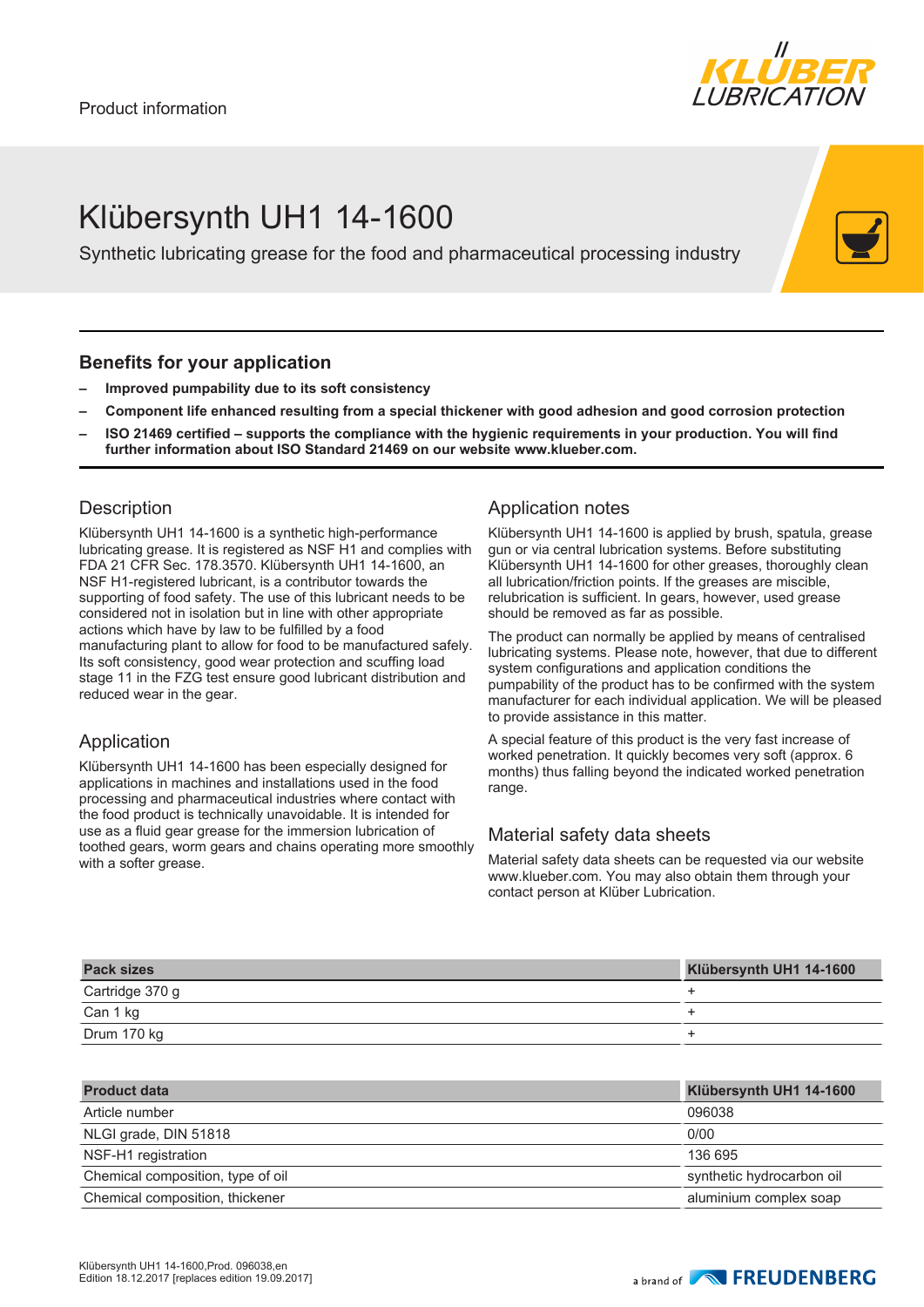Product information

# Klübersynth UH1 14-1600

Synthetic lubricating grease for the food and pharmaceutical processing industry

## Benefits for your application

- **Improved pumpability due to its soft consistency**
- **Component life enhanced resulting from a special thickener with good adhesion and good corrosion protection**
- **ISO 21469 certified – supports the compliance with the hygienic requirements in your production. You will find further information about ISO Standard 21469 on our website www.klueber.com.**

## Description

Klübersynth UH1 14-1600 is a synthetic high-performance lubricating grease. It is registered as NSF H1 and complies with FDA 21 CFR Sec. 178.3570. Klübersynth UH1 14-1600, an NSF H1-registered lubricant, is a contributor towards the supporting of food safety. The use of this lubricant needs to be considered not in isolation but in line with other appropriate actions which have by law to be fulfilled by a food manufacturing plant to allow for food to be manufactured safely. Its soft consistency, good wear protection and scuffing load stage 11 in the FZG test ensure good lubricant distribution and reduced wear in the gear.

## Application

Klübersynth UH1 14-1600 has been especially designed for applications in machines and installations used in the food processing and pharmaceutical industries where contact with the food product is technically unavoidable. It is intended for use as a fluid gear grease for the immersion lubrication of toothed gears, worm gears and chains operating more smoothly with a softer grease.

## Application notes

Klübersynth UH1 14-1600 is applied by brush, spatula, grease gun or via central lubrication systems. Before substituting Klübersynth UH1 14-1600 for other greases, thoroughly clean all lubrication/friction points. If the greases are miscible, relubrication is sufficient. In gears, however, used grease should be removed as far as possible.

The product can normally be applied by means of centralised lubricating systems. Please note, however, that due to different system configurations and application conditions the pumpability of the product has to be confirmed with the system manufacturer for each individual application. We will be pleased to provide assistance in this matter.

A special feature of this product is the very fast increase of worked penetration. It quickly becomes very soft (approx. 6 months) thus falling beyond the indicated worked penetration range.

## Material safety data sheets

Material safety data sheets can be requested via our website www.klueber.com. You may also obtain them through your contact person at Klüber Lubrication.

| Pack sizes | Klübersynth UH1 14-1600 |
|---|---|
| Cartridge 370 g | + |
| Can 1 kg | + |
| Drum 170 kg | + |

| Product data | Klübersynth UH1 14-1600 |
|---|---|
| Article number | 096038 |
| NLGI grade, DIN 51818 | 0/00 |
| NSF-H1 registration | 136 695 |
| Chemical composition, type of oil | synthetic hydrocarbon oil |
| Chemical composition, thickener | aluminium complex soap |

Klübersynth UH1 14-1600,Prod. 096038,en
Edition 18.12.2017 [replaces edition 19.09.2017]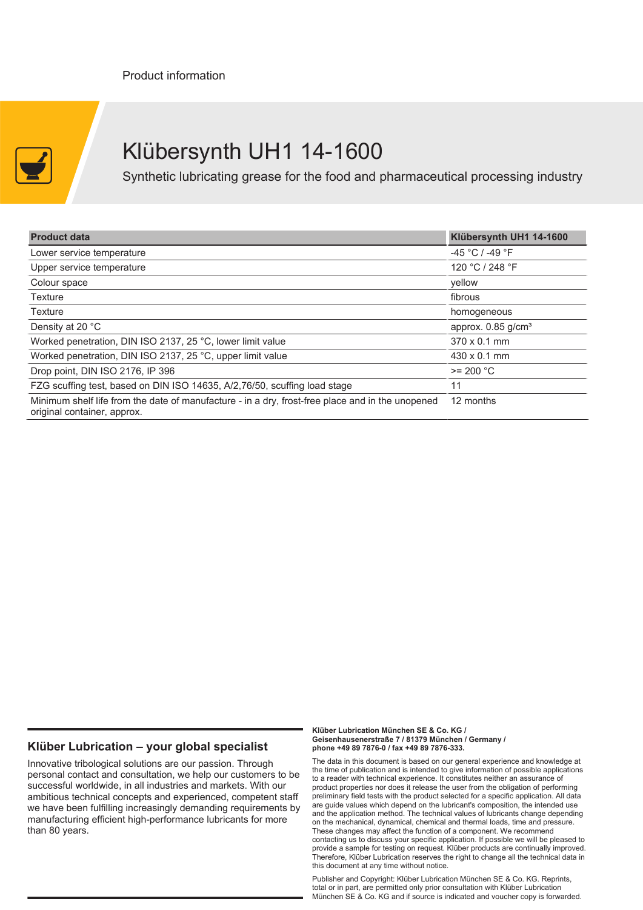Product information

# Klübersynth UH1 14-1600

Synthetic lubricating grease for the food and pharmaceutical processing industry

| Product data | Klübersynth UH1 14-1600 |
| --- | --- |
| Lower service temperature | -45 °C / -49 °F |
| Upper service temperature | 120 °C / 248 °F |
| Colour space | yellow |
| Texture | fibrous |
| Texture | homogeneous |
| Density at 20 °C | approx. 0.85 g/cm³ |
| Worked penetration, DIN ISO 2137, 25 °C, lower limit value | 370 x 0.1 mm |
| Worked penetration, DIN ISO 2137, 25 °C, upper limit value | 430 x 0.1 mm |
| Drop point, DIN ISO 2176, IP 396 | >= 200 °C |
| FZG scuffing test, based on DIN ISO 14635, A/2,76/50, scuffing load stage | 11 |
| Minimum shelf life from the date of manufacture - in a dry, frost-free place and in the unopened original container, approx. | 12 months |

## Klüber Lubrication – your global specialist

Innovative tribological solutions are our passion. Through personal contact and consultation, we help our customers to be successful worldwide, in all industries and markets. With our ambitious technical concepts and experienced, competent staff we have been fulfilling increasingly demanding requirements by manufacturing efficient high-performance lubricants for more than 80 years.

**Klüber Lubrication München SE & Co. KG / Geisenhausenerstraße 7 / 81379 München / Germany / phone +49 89 7876-0 / fax +49 89 7876-333.**

The data in this document is based on our general experience and knowledge at the time of publication and is intended to give information of possible applications to a reader with technical experience. It constitutes neither an assurance of product properties nor does it release the user from the obligation of performing preliminary field tests with the product selected for a specific application. All data are guide values which depend on the lubricant's composition, the intended use and the application method. The technical values of lubricants change depending on the mechanical, dynamical, chemical and thermal loads, time and pressure. These changes may affect the function of a component. We recommend contacting us to discuss your specific application. If possible we will be pleased to provide a sample for testing on request. Klüber products are continually improved. Therefore, Klüber Lubrication reserves the right to change all the technical data in this document at any time without notice.

Publisher and Copyright: Klüber Lubrication München SE & Co. KG. Reprints, total or in part, are permitted only prior consultation with Klüber Lubrication München SE & Co. KG and if source is indicated and voucher copy is forwarded.